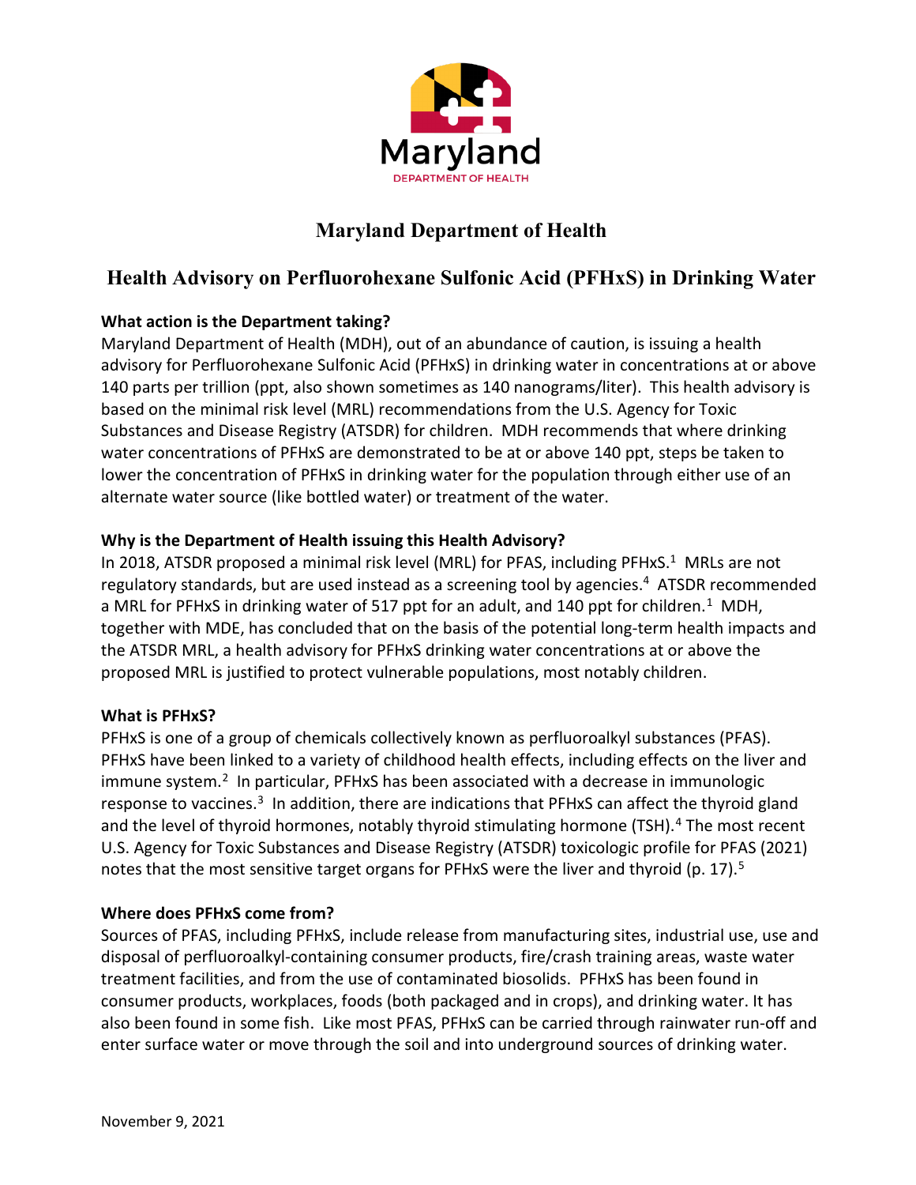Maryland
DEPARTMENT OF HEALTH

# Maryland Department of Health

## Health Advisory on Perfluorohexane Sulfonic Acid (PFHxS) in Drinking Water

**What action is the Department taking?**

Maryland Department of Health (MDH), out of an abundance of caution, is issuing a health advisory for Perfluorohexane Sulfonic Acid (PFHxS) in drinking water in concentrations at or above 140 parts per trillion (ppt, also shown sometimes as 140 nanograms/liter). This health advisory is based on the minimal risk level (MRL) recommendations from the U.S. Agency for Toxic Substances and Disease Registry (ATSDR) for children. MDH recommends that where drinking water concentrations of PFHxS are demonstrated to be at or above 140 ppt, steps be taken to lower the concentration of PFHxS in drinking water for the population through either use of an alternate water source (like bottled water) or treatment of the water.

**Why is the Department of Health issuing this Health Advisory?**

In 2018, ATSDR proposed a minimal risk level (MRL) for PFAS, including PFHxS.[1] MRLs are not regulatory standards, but are used instead as a screening tool by agencies.[4] ATSDR recommended a MRL for PFHxS in drinking water of 517 ppt for an adult, and 140 ppt for children.[1] MDH, together with MDE, has concluded that on the basis of the potential long-term health impacts and the ATSDR MRL, a health advisory for PFHxS drinking water concentrations at or above the proposed MRL is justified to protect vulnerable populations, most notably children.

**What is PFHxS?**

PFHxS is one of a group of chemicals collectively known as perfluoroalkyl substances (PFAS). PFHxS have been linked to a variety of childhood health effects, including effects on the liver and immune system.[2] In particular, PFHxS has been associated with a decrease in immunologic response to vaccines.[3] In addition, there are indications that PFHxS can affect the thyroid gland and the level of thyroid hormones, notably thyroid stimulating hormone (TSH).[4] The most recent U.S. Agency for Toxic Substances and Disease Registry (ATSDR) toxicologic profile for PFAS (2021) notes that the most sensitive target organs for PFHxS were the liver and thyroid (p. 17).[5]

**Where does PFHxS come from?**

Sources of PFAS, including PFHxS, include release from manufacturing sites, industrial use, use and disposal of perfluoroalkyl-containing consumer products, fire/crash training areas, waste water treatment facilities, and from the use of contaminated biosolids. PFHxS has been found in consumer products, workplaces, foods (both packaged and in crops), and drinking water. It has also been found in some fish. Like most PFAS, PFHxS can be carried through rainwater run-off and enter surface water or move through the soil and into underground sources of drinking water.

November 9, 2021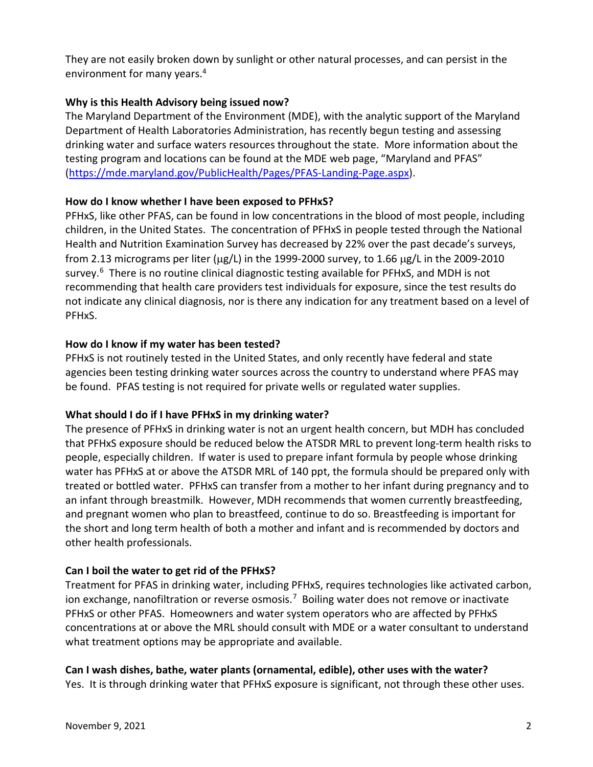They are not easily broken down by sunlight or other natural processes, and can persist in the environment for many years.[4]

**Why is this Health Advisory being issued now?**

The Maryland Department of the Environment (MDE), with the analytic support of the Maryland Department of Health Laboratories Administration, has recently begun testing and assessing drinking water and surface waters resources throughout the state. More information about the testing program and locations can be found at the MDE web page, "Maryland and PFAS" (https://mde.maryland.gov/PublicHealth/Pages/PFAS-Landing-Page.aspx).

**How do I know whether I have been exposed to PFHxS?**

PFHxS, like other PFAS, can be found in low concentrations in the blood of most people, including children, in the United States. The concentration of PFHxS in people tested through the National Health and Nutrition Examination Survey has decreased by 22% over the past decade's surveys, from 2.13 micrograms per liter (μg/L) in the 1999-2000 survey, to 1.66 μg/L in the 2009-2010 survey.[6] There is no routine clinical diagnostic testing available for PFHxS, and MDH is not recommending that health care providers test individuals for exposure, since the test results do not indicate any clinical diagnosis, nor is there any indication for any treatment based on a level of PFHxS.

**How do I know if my water has been tested?**

PFHxS is not routinely tested in the United States, and only recently have federal and state agencies been testing drinking water sources across the country to understand where PFAS may be found. PFAS testing is not required for private wells or regulated water supplies.

**What should I do if I have PFHxS in my drinking water?**

The presence of PFHxS in drinking water is not an urgent health concern, but MDH has concluded that PFHxS exposure should be reduced below the ATSDR MRL to prevent long-term health risks to people, especially children. If water is used to prepare infant formula by people whose drinking water has PFHxS at or above the ATSDR MRL of 140 ppt, the formula should be prepared only with treated or bottled water. PFHxS can transfer from a mother to her infant during pregnancy and to an infant through breastmilk. However, MDH recommends that women currently breastfeeding, and pregnant women who plan to breastfeed, continue to do so. Breastfeeding is important for the short and long term health of both a mother and infant and is recommended by doctors and other health professionals.

**Can I boil the water to get rid of the PFHxS?**

Treatment for PFAS in drinking water, including PFHxS, requires technologies like activated carbon, ion exchange, nanofiltration or reverse osmosis.[7] Boiling water does not remove or inactivate PFHxS or other PFAS. Homeowners and water system operators who are affected by PFHxS concentrations at or above the MRL should consult with MDE or a water consultant to understand what treatment options may be appropriate and available.

**Can I wash dishes, bathe, water plants (ornamental, edible), other uses with the water?**

Yes. It is through drinking water that PFHxS exposure is significant, not through these other uses.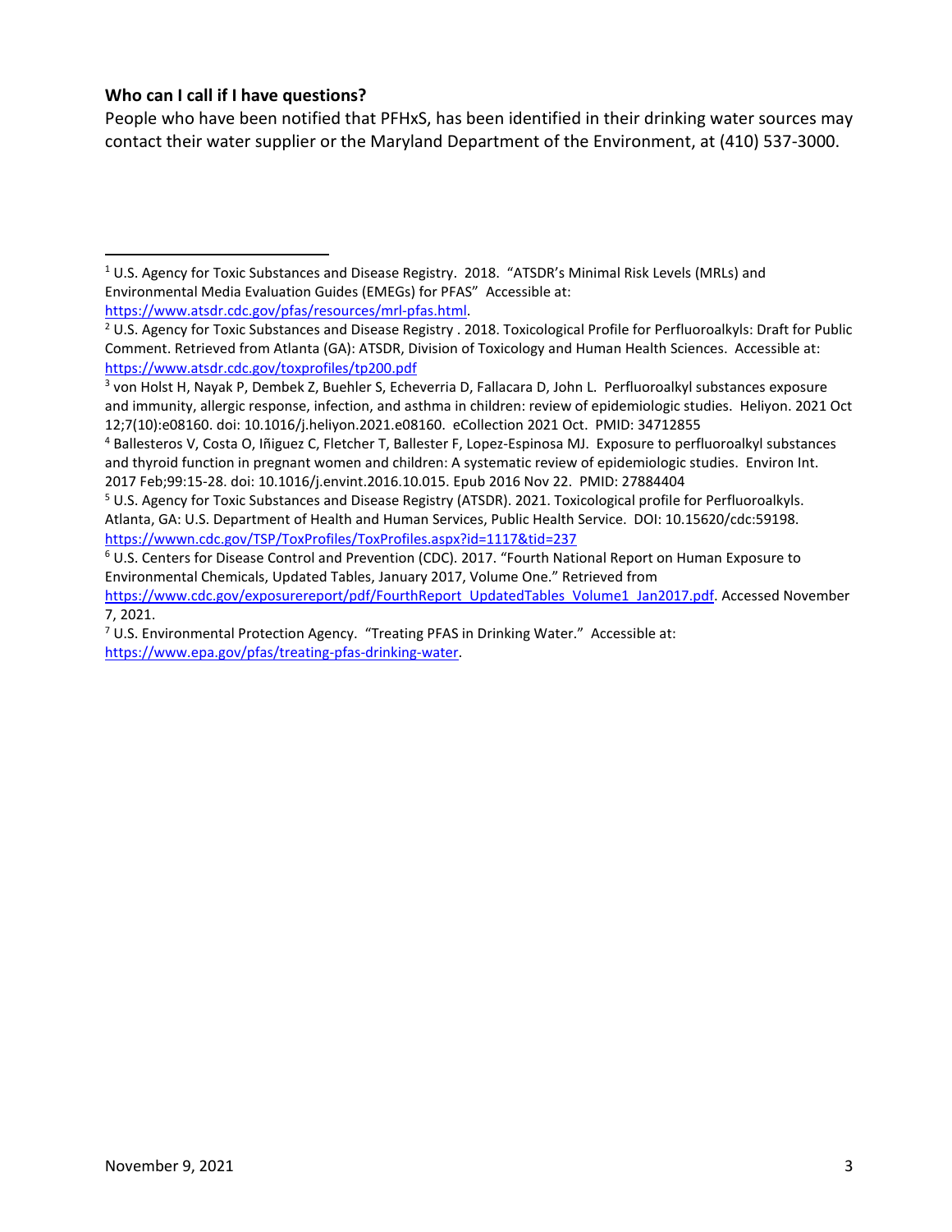**Who can I call if I have questions?**

People who have been notified that PFHxS, has been identified in their drinking water sources may contact their water supplier or the Maryland Department of the Environment, at (410) 537-3000.

---

[1] U.S. Agency for Toxic Substances and Disease Registry. 2018. "ATSDR's Minimal Risk Levels (MRLs) and Environmental Media Evaluation Guides (EMEGs) for PFAS" Accessible at: https://www.atsdr.cdc.gov/pfas/resources/mrl-pfas.html.

[2] U.S. Agency for Toxic Substances and Disease Registry . 2018. Toxicological Profile for Perfluoroalkyls: Draft for Public Comment. Retrieved from Atlanta (GA): ATSDR, Division of Toxicology and Human Health Sciences. Accessible at: https://www.atsdr.cdc.gov/toxprofiles/tp200.pdf

[3] von Holst H, Nayak P, Dembek Z, Buehler S, Echeverria D, Fallacara D, John L. Perfluoroalkyl substances exposure and immunity, allergic response, infection, and asthma in children: review of epidemiologic studies. Heliyon. 2021 Oct 12;7(10):e08160. doi: 10.1016/j.heliyon.2021.e08160. eCollection 2021 Oct. PMID: 34712855

[4] Ballesteros V, Costa O, Iñiguez C, Fletcher T, Ballester F, Lopez-Espinosa MJ. Exposure to perfluoroalkyl substances and thyroid function in pregnant women and children: A systematic review of epidemiologic studies. Environ Int. 2017 Feb;99:15-28. doi: 10.1016/j.envint.2016.10.015. Epub 2016 Nov 22. PMID: 27884404

[5] U.S. Agency for Toxic Substances and Disease Registry (ATSDR). 2021. Toxicological profile for Perfluoroalkyls. Atlanta, GA: U.S. Department of Health and Human Services, Public Health Service. DOI: 10.15620/cdc:59198. https://wwwn.cdc.gov/TSP/ToxProfiles/ToxProfiles.aspx?id=1117&tid=237

[6] U.S. Centers for Disease Control and Prevention (CDC). 2017. "Fourth National Report on Human Exposure to Environmental Chemicals, Updated Tables, January 2017, Volume One." Retrieved from https://www.cdc.gov/exposurereport/pdf/FourthReport_UpdatedTables_Volume1_Jan2017.pdf. Accessed November 7, 2021.

[7] U.S. Environmental Protection Agency. "Treating PFAS in Drinking Water." Accessible at: https://www.epa.gov/pfas/treating-pfas-drinking-water.